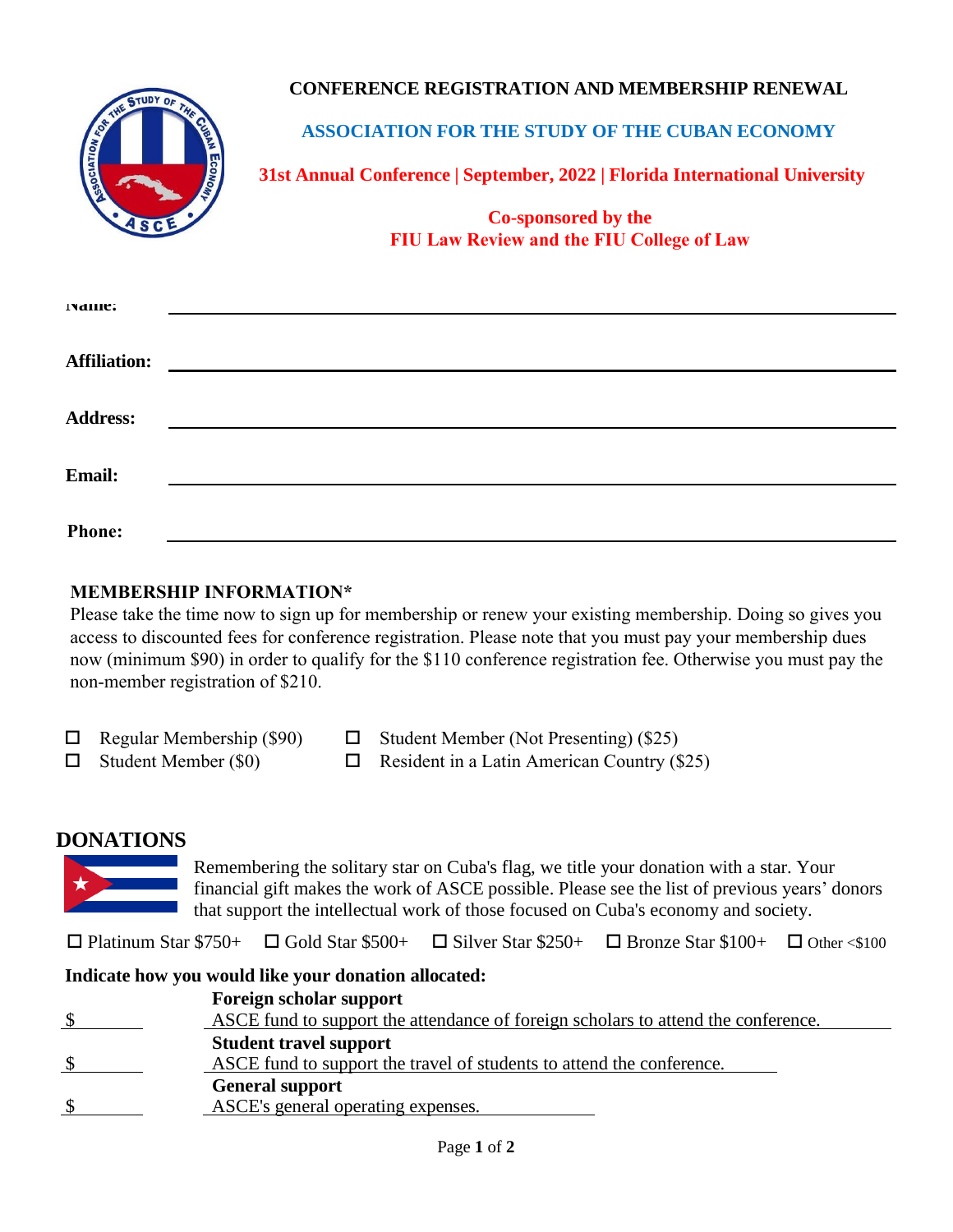**CONFERENCE REGISTRATION AND MEMBERSHIP RENEWAL**

**ASSOCIATION FOR THE STUDY OF THE CUBAN ECONOMY**

**31st Annual Conference | September, 2022 | Florida International University**

**Co-sponsored by the**
**FIU Law Review and the FIU College of Law**

**Name:** \_\_\_\_\_\_\_\_\_\_\_\_\_\_\_\_\_\_\_\_\_\_\_\_\_\_\_\_\_\_\_\_\_\_\_\_\_\_\_\_

**Affiliation:** \_\_\_\_\_\_\_\_\_\_\_\_\_\_\_\_\_\_\_\_\_\_\_\_\_\_\_\_\_\_\_\_\_\_\_\_\_\_\_\_

**Address:** \_\_\_\_\_\_\_\_\_\_\_\_\_\_\_\_\_\_\_\_\_\_\_\_\_\_\_\_\_\_\_\_\_\_\_\_\_\_\_\_

**Email:** \_\_\_\_\_\_\_\_\_\_\_\_\_\_\_\_\_\_\_\_\_\_\_\_\_\_\_\_\_\_\_\_\_\_\_\_\_\_\_\_

**Phone:** \_\_\_\_\_\_\_\_\_\_\_\_\_\_\_\_\_\_\_\_\_\_\_\_\_\_\_\_\_\_\_\_\_\_\_\_\_\_\_\_

### MEMBERSHIP INFORMATION*

Please take the time now to sign up for membership or renew your existing membership. Doing so gives you access to discounted fees for conference registration. Please note that you must pay your membership dues now (minimum $90) in order to qualify for the $110 conference registration fee. Otherwise you must pay the non-member registration of $210.

- ☐ Regular Membership ($90)
- ☐ Student Member ($0)
- ☐ Student Member (Not Presenting) ($25)
- ☐ Resident in a Latin American Country ($25)

## DONATIONS

Remembering the solitary star on Cuba's flag, we title your donation with a star. Your financial gift makes the work of ASCE possible. Please see the list of previous years' donors that support the intellectual work of those focused on Cuba's economy and society.

☐ Platinum Star $750+ ☐ Gold Star $500+ ☐ Silver Star $250+ ☐ Bronze Star $100+ ☐ Other <$100

**Indicate how you would like your donation allocated:**

$\_\_\_\_\_\_\_ **Foreign scholar support**
ASCE fund to support the attendance of foreign scholars to attend the conference.

$\_\_\_\_\_\_\_ **Student travel support**
ASCE fund to support the travel of students to attend the conference.

$\_\_\_\_\_\_\_ **General support**
ASCE's general operating expenses.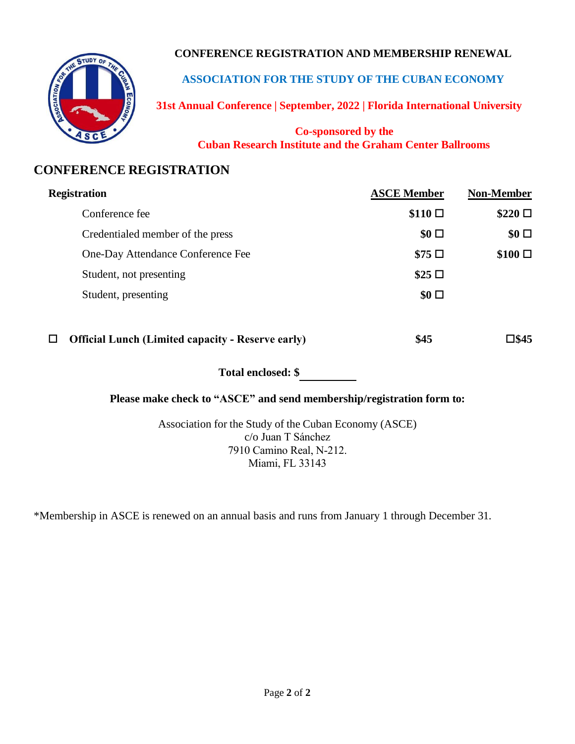**CONFERENCE REGISTRATION AND MEMBERSHIP RENEWAL**

**ASSOCIATION FOR THE STUDY OF THE CUBAN ECONOMY**

**31st Annual Conference | September, 2022 | Florida International University**

**Co-sponsored by the**
**Cuban Research Institute and the Graham Center Ballrooms**

## CONFERENCE REGISTRATION

| Registration | ASCE Member | Non-Member |
|---|---|---|
| Conference fee | $110 ☐ | $220 ☐ |
| Credentialed member of the press | $0 ☐ | $0 ☐ |
| One-Day Attendance Conference Fee | $75 ☐ | $100 ☐ |
| Student, not presenting | $25 ☐ | |
| Student, presenting | $0 ☐ | |
| ☐ **Official Lunch (Limited capacity - Reserve early)** | **$45** | **☐$45** |

**Total enclosed: $\_\_\_\_\_\_\_\_\_\_**

**Please make check to "ASCE" and send membership/registration form to:**

Association for the Study of the Cuban Economy (ASCE)
c/o Juan T Sánchez
7910 Camino Real, N-212.
Miami, FL 33143

*Membership in ASCE is renewed on an annual basis and runs from January 1 through December 31.